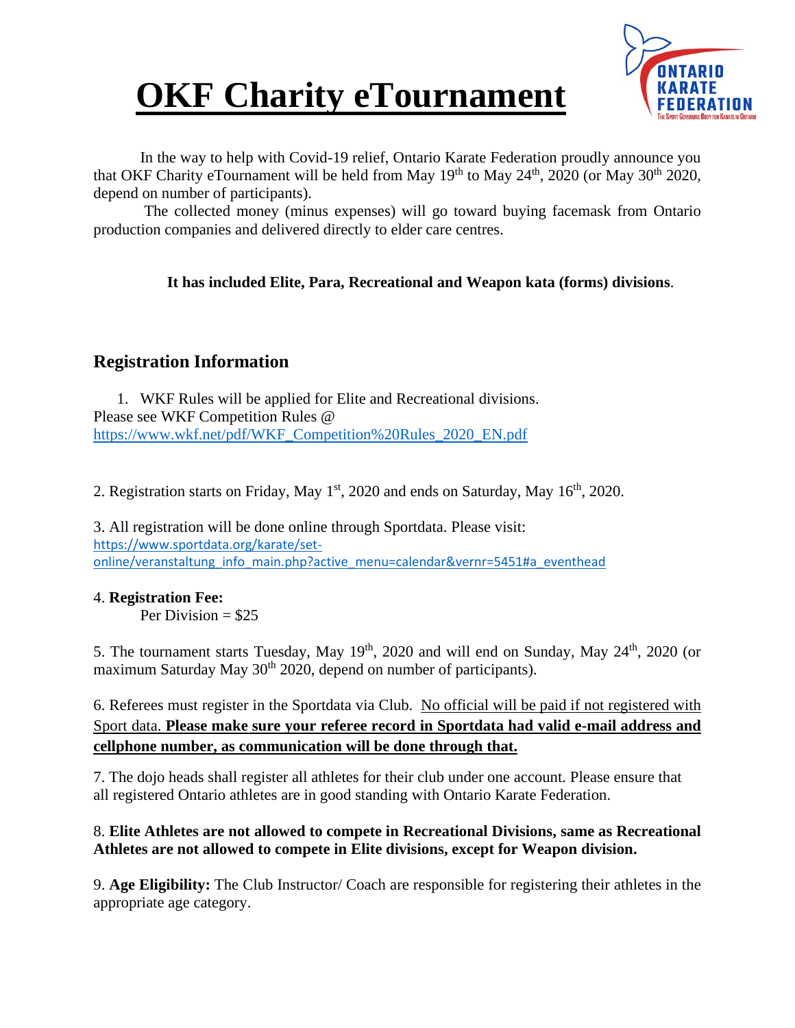# OKF Charity eTournament

In the way to help with Covid-19 relief, Ontario Karate Federation proudly announce you that OKF Charity eTournament will be held from May 19th to May 24th, 2020 (or May 30th 2020, depend on number of participants).

The collected money (minus expenses) will go toward buying facemask from Ontario production companies and delivered directly to elder care centres.

**It has included Elite, Para, Recreational and Weapon kata (forms) divisions**.

## Registration Information

1. WKF Rules will be applied for Elite and Recreational divisions.

Please see WKF Competition Rules @ https://www.wkf.net/pdf/WKF_Competition%20Rules_2020_EN.pdf

2. Registration starts on Friday, May 1st, 2020 and ends on Saturday, May 16th, 2020.

3. All registration will be done online through Sportdata. Please visit: https://www.sportdata.org/karate/set-online/veranstaltung_info_main.php?active_menu=calendar&vernr=5451#a_eventhead

4. **Registration Fee:**

   Per Division = $25

5. The tournament starts Tuesday, May 19th, 2020 and will end on Sunday, May 24th, 2020 (or maximum Saturday May 30th 2020, depend on number of participants).

6. Referees must register in the Sportdata via Club. No official will be paid if not registered with Sport data. **Please make sure your referee record in Sportdata had valid e-mail address and cellphone number, as communication will be done through that.**

7. The dojo heads shall register all athletes for their club under one account. Please ensure that all registered Ontario athletes are in good standing with Ontario Karate Federation.

8. **Elite Athletes are not allowed to compete in Recreational Divisions, same as Recreational Athletes are not allowed to compete in Elite divisions, except for Weapon division.**

9. **Age Eligibility:** The Club Instructor/ Coach are responsible for registering their athletes in the appropriate age category.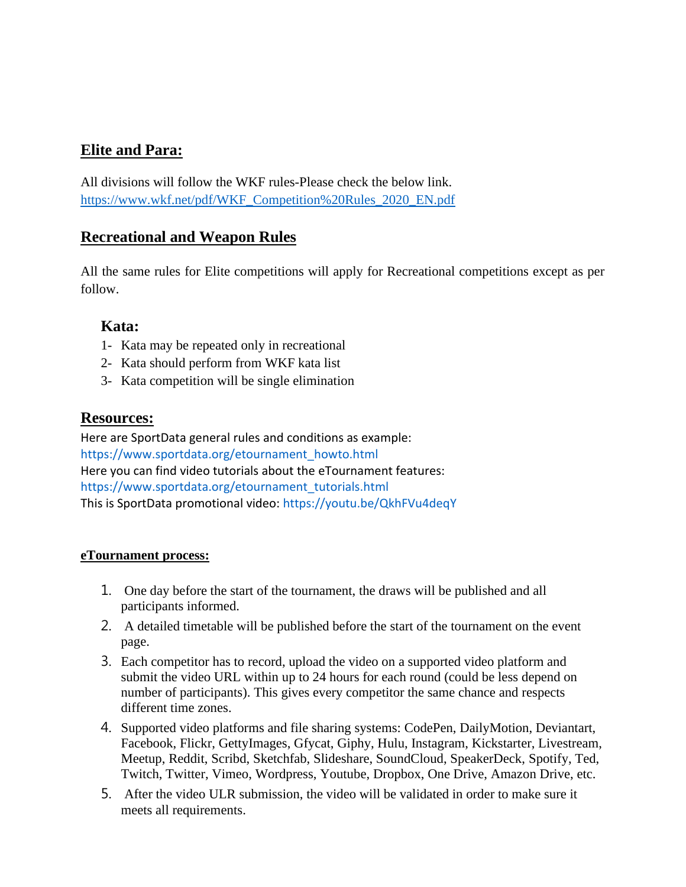## Elite and Para:

All divisions will follow the WKF rules-Please check the below link.
https://www.wkf.net/pdf/WKF_Competition%20Rules_2020_EN.pdf

## Recreational and Weapon Rules

All the same rules for Elite competitions will apply for Recreational competitions except as per follow.

### Kata:

1- Kata may be repeated only in recreational
2- Kata should perform from WKF kata list
3- Kata competition will be single elimination

## Resources:

Here are SportData general rules and conditions as example:
https://www.sportdata.org/etournament_howto.html
Here you can find video tutorials about the eTournament features:
https://www.sportdata.org/etournament_tutorials.html
This is SportData promotional video: https://youtu.be/QkhFVu4deqY

**eTournament process:**

1. One day before the start of the tournament, the draws will be published and all participants informed.
2. A detailed timetable will be published before the start of the tournament on the event page.
3. Each competitor has to record, upload the video on a supported video platform and submit the video URL within up to 24 hours for each round (could be less depend on number of participants). This gives every competitor the same chance and respects different time zones.
4. Supported video platforms and file sharing systems: CodePen, DailyMotion, Deviantart, Facebook, Flickr, GettyImages, Gfycat, Giphy, Hulu, Instagram, Kickstarter, Livestream, Meetup, Reddit, Scribd, Sketchfab, Slideshare, SoundCloud, SpeakerDeck, Spotify, Ted, Twitch, Twitter, Vimeo, Wordpress, Youtube, Dropbox, One Drive, Amazon Drive, etc.
5. After the video ULR submission, the video will be validated in order to make sure it meets all requirements.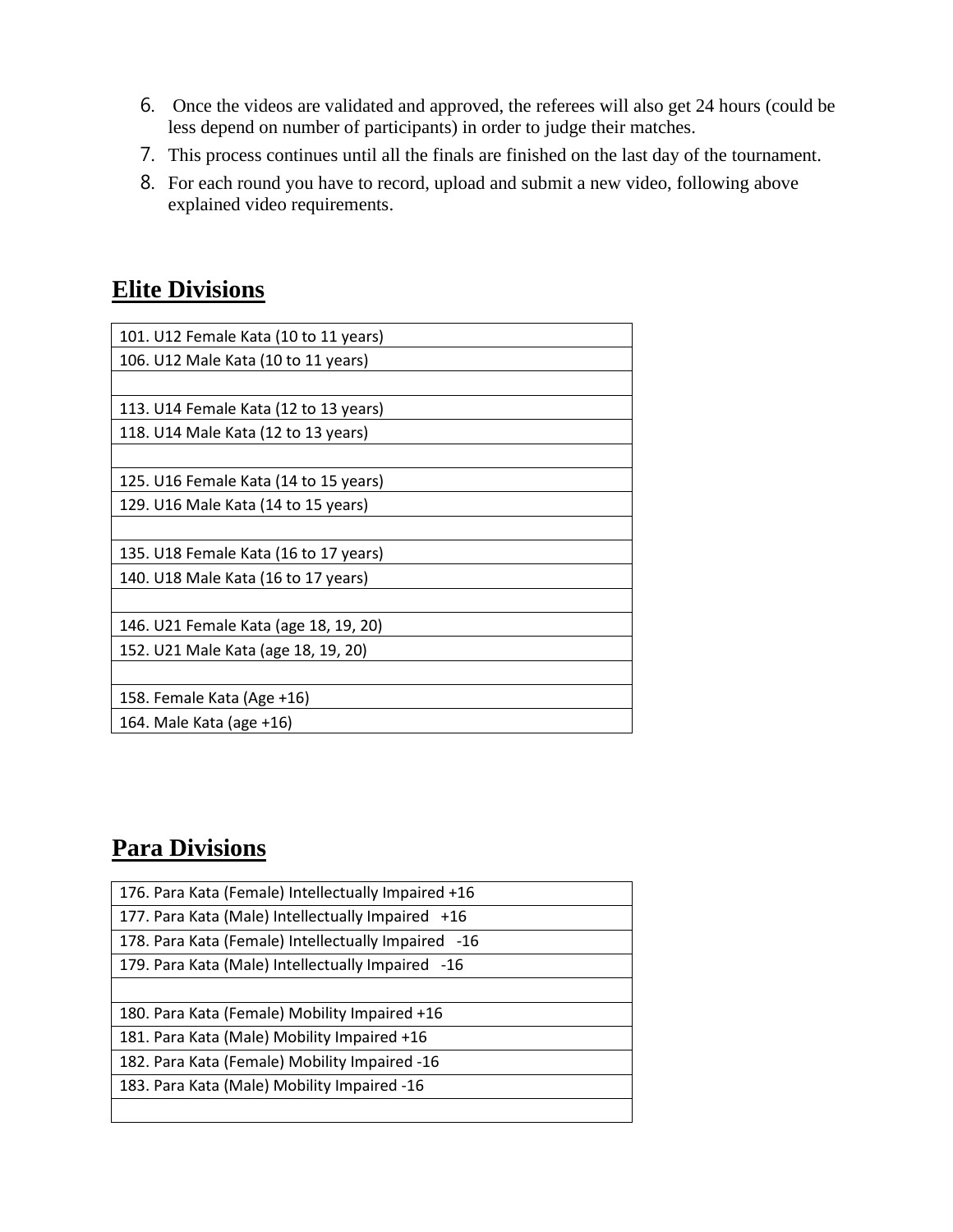6. Once the videos are validated and approved, the referees will also get 24 hours (could be less depend on number of participants) in order to judge their matches.
7. This process continues until all the finals are finished on the last day of the tournament.
8. For each round you have to record, upload and submit a new video, following above explained video requirements.

## Elite Divisions

| 101. U12 Female Kata (10 to 11 years) |
|---|
| 106. U12 Male Kata (10 to 11 years) |
| |
| 113. U14 Female Kata (12 to 13 years) |
| 118. U14 Male Kata (12 to 13 years) |
| |
| 125. U16 Female Kata (14 to 15 years) |
| 129. U16 Male Kata (14 to 15 years) |
| |
| 135. U18 Female Kata (16 to 17 years) |
| 140. U18 Male Kata (16 to 17 years) |
| |
| 146. U21 Female Kata (age 18, 19, 20) |
| 152. U21 Male Kata (age 18, 19, 20) |
| |
| 158. Female Kata (Age +16) |
| 164. Male Kata (age +16) |

## Para Divisions

| 176. Para Kata (Female) Intellectually Impaired +16 |
|---|
| 177. Para Kata (Male) Intellectually Impaired +16 |
| 178. Para Kata (Female) Intellectually Impaired -16 |
| 179. Para Kata (Male) Intellectually Impaired -16 |
| |
| 180. Para Kata (Female) Mobility Impaired +16 |
| 181. Para Kata (Male) Mobility Impaired +16 |
| 182. Para Kata (Female) Mobility Impaired -16 |
| 183. Para Kata (Male) Mobility Impaired -16 |
| |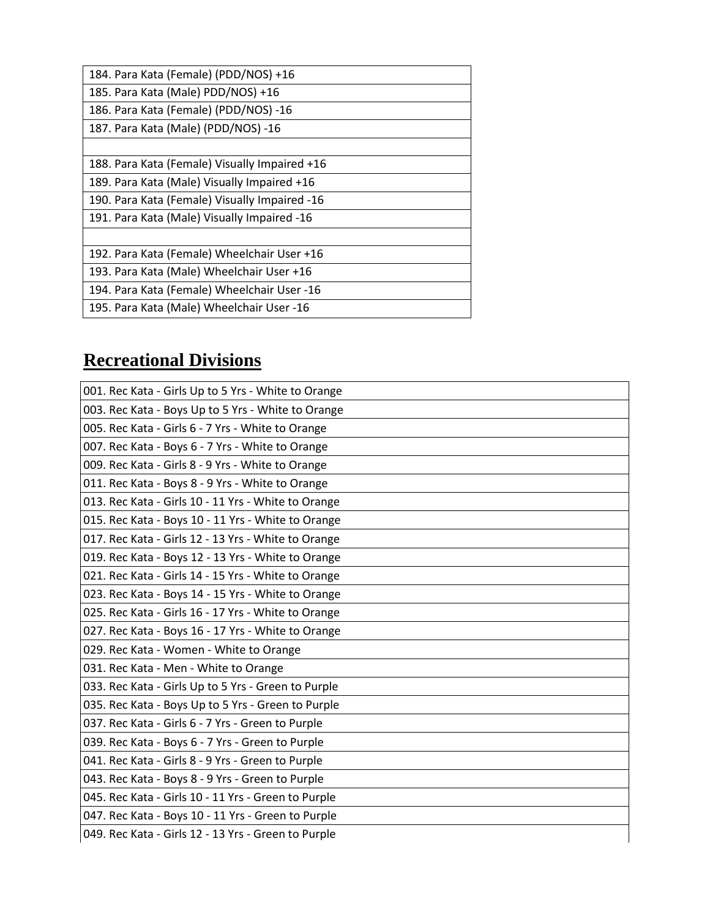| 184. Para Kata (Female) (PDD/NOS) +16 |
| --- |
| 185. Para Kata (Male) PDD/NOS) +16 |
| 186. Para Kata (Female) (PDD/NOS) -16 |
| 187. Para Kata (Male) (PDD/NOS) -16 |
| |
| 188. Para Kata (Female) Visually Impaired +16 |
| 189. Para Kata (Male) Visually Impaired +16 |
| 190. Para Kata (Female) Visually Impaired -16 |
| 191. Para Kata (Male) Visually Impaired -16 |
| |
| 192. Para Kata (Female) Wheelchair User +16 |
| 193. Para Kata (Male) Wheelchair User +16 |
| 194. Para Kata (Female) Wheelchair User -16 |
| 195. Para Kata (Male) Wheelchair User -16 |

## Recreational Divisions

| 001. Rec Kata - Girls Up to 5 Yrs - White to Orange |
| --- |
| 003. Rec Kata - Boys Up to 5 Yrs - White to Orange |
| 005. Rec Kata - Girls 6 - 7 Yrs - White to Orange |
| 007. Rec Kata - Boys 6 - 7 Yrs - White to Orange |
| 009. Rec Kata - Girls 8 - 9 Yrs - White to Orange |
| 011. Rec Kata - Boys 8 - 9 Yrs - White to Orange |
| 013. Rec Kata - Girls 10 - 11 Yrs - White to Orange |
| 015. Rec Kata - Boys 10 - 11 Yrs - White to Orange |
| 017. Rec Kata - Girls 12 - 13 Yrs - White to Orange |
| 019. Rec Kata - Boys 12 - 13 Yrs - White to Orange |
| 021. Rec Kata - Girls 14 - 15 Yrs - White to Orange |
| 023. Rec Kata - Boys 14 - 15 Yrs - White to Orange |
| 025. Rec Kata - Girls 16 - 17 Yrs - White to Orange |
| 027. Rec Kata - Boys 16 - 17 Yrs - White to Orange |
| 029. Rec Kata - Women - White to Orange |
| 031. Rec Kata - Men - White to Orange |
| 033. Rec Kata - Girls Up to 5 Yrs - Green to Purple |
| 035. Rec Kata - Boys Up to 5 Yrs - Green to Purple |
| 037. Rec Kata - Girls 6 - 7 Yrs - Green to Purple |
| 039. Rec Kata - Boys 6 - 7 Yrs - Green to Purple |
| 041. Rec Kata - Girls 8 - 9 Yrs - Green to Purple |
| 043. Rec Kata - Boys 8 - 9 Yrs - Green to Purple |
| 045. Rec Kata - Girls 10 - 11 Yrs - Green to Purple |
| 047. Rec Kata - Boys 10 - 11 Yrs - Green to Purple |
| 049. Rec Kata - Girls 12 - 13 Yrs - Green to Purple |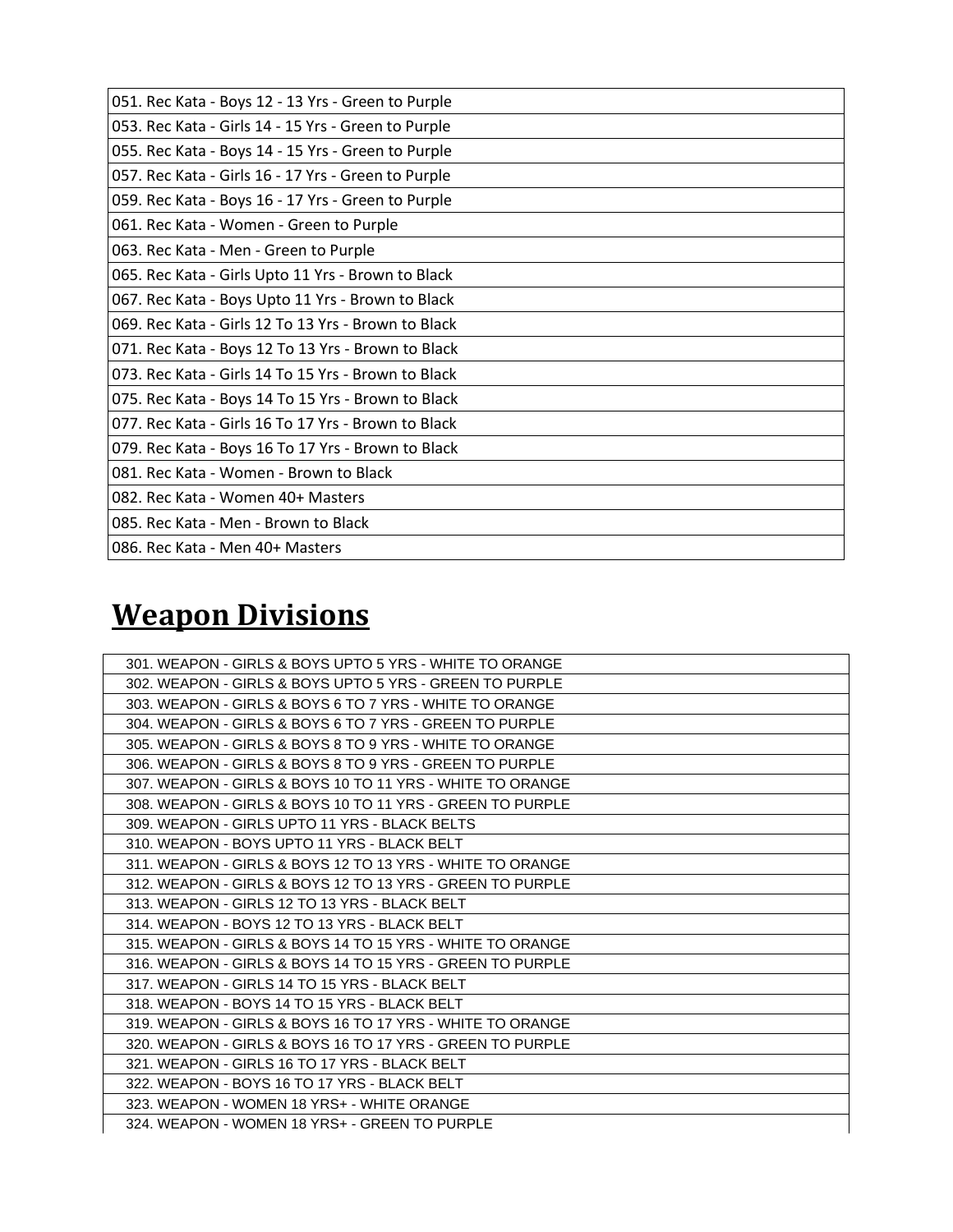| 051. Rec Kata - Boys 12 - 13 Yrs - Green to Purple |
| --- |
| 053. Rec Kata - Girls 14 - 15 Yrs - Green to Purple |
| 055. Rec Kata - Boys 14 - 15 Yrs - Green to Purple |
| 057. Rec Kata - Girls 16 - 17 Yrs - Green to Purple |
| 059. Rec Kata - Boys 16 - 17 Yrs - Green to Purple |
| 061. Rec Kata - Women - Green to Purple |
| 063. Rec Kata - Men - Green to Purple |
| 065. Rec Kata - Girls Upto 11 Yrs - Brown to Black |
| 067. Rec Kata - Boys Upto 11 Yrs - Brown to Black |
| 069. Rec Kata - Girls 12 To 13 Yrs - Brown to Black |
| 071. Rec Kata - Boys 12 To 13 Yrs - Brown to Black |
| 073. Rec Kata - Girls 14 To 15 Yrs - Brown to Black |
| 075. Rec Kata - Boys 14 To 15 Yrs - Brown to Black |
| 077. Rec Kata - Girls 16 To 17 Yrs - Brown to Black |
| 079. Rec Kata - Boys 16 To 17 Yrs - Brown to Black |
| 081. Rec Kata - Women - Brown to Black |
| 082. Rec Kata - Women 40+ Masters |
| 085. Rec Kata - Men - Brown to Black |
| 086. Rec Kata - Men 40+ Masters |

## **Weapon Divisions**

| 301. WEAPON - GIRLS & BOYS UPTO 5 YRS - WHITE TO ORANGE |
| --- |
| 302. WEAPON - GIRLS & BOYS UPTO 5 YRS - GREEN TO PURPLE |
| 303. WEAPON - GIRLS & BOYS 6 TO 7 YRS - WHITE TO ORANGE |
| 304. WEAPON - GIRLS & BOYS 6 TO 7 YRS - GREEN TO PURPLE |
| 305. WEAPON - GIRLS & BOYS 8 TO 9 YRS - WHITE TO ORANGE |
| 306. WEAPON - GIRLS & BOYS 8 TO 9 YRS - GREEN TO PURPLE |
| 307. WEAPON - GIRLS & BOYS 10 TO 11 YRS - WHITE TO ORANGE |
| 308. WEAPON - GIRLS & BOYS 10 TO 11 YRS - GREEN TO PURPLE |
| 309. WEAPON - GIRLS UPTO 11 YRS - BLACK BELTS |
| 310. WEAPON - BOYS UPTO 11 YRS - BLACK BELT |
| 311. WEAPON - GIRLS & BOYS 12 TO 13 YRS - WHITE TO ORANGE |
| 312. WEAPON - GIRLS & BOYS 12 TO 13 YRS - GREEN TO PURPLE |
| 313. WEAPON - GIRLS 12 TO 13 YRS - BLACK BELT |
| 314. WEAPON - BOYS 12 TO 13 YRS - BLACK BELT |
| 315. WEAPON - GIRLS & BOYS 14 TO 15 YRS - WHITE TO ORANGE |
| 316. WEAPON - GIRLS & BOYS 14 TO 15 YRS - GREEN TO PURPLE |
| 317. WEAPON - GIRLS 14 TO 15 YRS - BLACK BELT |
| 318. WEAPON - BOYS 14 TO 15 YRS - BLACK BELT |
| 319. WEAPON - GIRLS & BOYS 16 TO 17 YRS - WHITE TO ORANGE |
| 320. WEAPON - GIRLS & BOYS 16 TO 17 YRS - GREEN TO PURPLE |
| 321. WEAPON - GIRLS 16 TO 17 YRS - BLACK BELT |
| 322. WEAPON - BOYS 16 TO 17 YRS - BLACK BELT |
| 323. WEAPON - WOMEN 18 YRS+ - WHITE ORANGE |
| 324. WEAPON - WOMEN 18 YRS+ - GREEN TO PURPLE |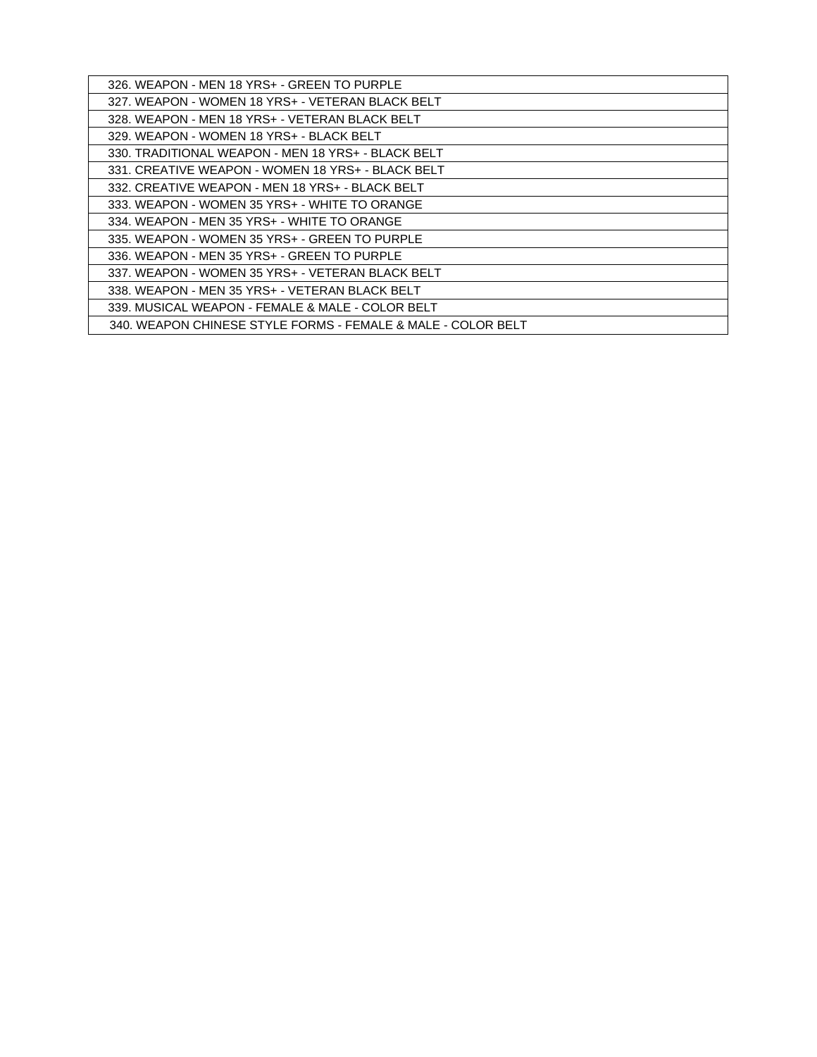| |
|---|
| 326. WEAPON - MEN 18 YRS+ - GREEN TO PURPLE |
| 327. WEAPON - WOMEN 18 YRS+ - VETERAN BLACK BELT |
| 328. WEAPON - MEN 18 YRS+ - VETERAN BLACK BELT |
| 329. WEAPON - WOMEN 18 YRS+ - BLACK BELT |
| 330. TRADITIONAL WEAPON - MEN 18 YRS+ - BLACK BELT |
| 331. CREATIVE WEAPON - WOMEN 18 YRS+ - BLACK BELT |
| 332. CREATIVE WEAPON - MEN 18 YRS+ - BLACK BELT |
| 333. WEAPON - WOMEN 35 YRS+ - WHITE TO ORANGE |
| 334. WEAPON - MEN 35 YRS+ - WHITE TO ORANGE |
| 335. WEAPON - WOMEN 35 YRS+ - GREEN TO PURPLE |
| 336. WEAPON - MEN 35 YRS+ - GREEN TO PURPLE |
| 337. WEAPON - WOMEN 35 YRS+ - VETERAN BLACK BELT |
| 338. WEAPON - MEN 35 YRS+ - VETERAN BLACK BELT |
| 339. MUSICAL WEAPON - FEMALE & MALE - COLOR BELT |
| 340. WEAPON CHINESE STYLE FORMS - FEMALE & MALE - COLOR BELT |